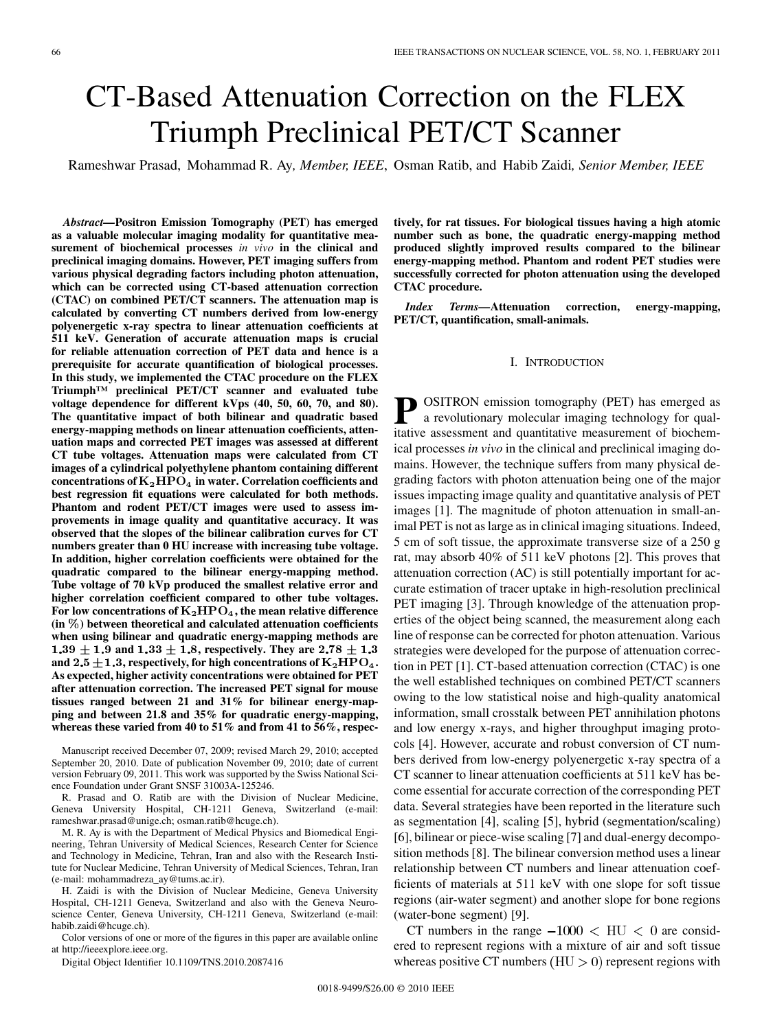# CT-Based Attenuation Correction on the FLEX Triumph Preclinical PET/CT Scanner

Rameshwar Prasad, Mohammad R. Ay, *Member, IEEE*, Osman Ratib, and Habib Zaidi, *Senior Member, IEEE*

***Abstract*—Positron Emission Tomography (PET) has emerged as a valuable molecular imaging modality for quantitative measurement of biochemical processes *in vivo* in the clinical and preclinical imaging domains. However, PET imaging suffers from various physical degrading factors including photon attenuation, which can be corrected using CT-based attenuation correction (CTAC) on combined PET/CT scanners. The attenuation map is calculated by converting CT numbers derived from low-energy polyenergetic x-ray spectra to linear attenuation coefficients at 511 keV. Generation of accurate attenuation maps is crucial for reliable attenuation correction of PET data and hence is a prerequisite for accurate quantification of biological processes. In this study, we implemented the CTAC procedure on the FLEX Triumph™ preclinical PET/CT scanner and evaluated tube voltage dependence for different kVps (40, 50, 60, 70, and 80). The quantitative impact of both bilinear and quadratic based energy-mapping methods on linear attenuation coefficients, attenuation maps and corrected PET images was assessed at different CT tube voltages. Attenuation maps were calculated from CT images of a cylindrical polyethylene phantom containing different concentrations of $K_2HPO_4$ in water. Correlation coefficients and best regression fit equations were calculated for both methods. Phantom and rodent PET/CT images were used to assess improvements in image quality and quantitative accuracy. It was observed that the slopes of the bilinear calibration curves for CT numbers greater than 0 HU increase with increasing tube voltage. In addition, higher correlation coefficients were obtained for the quadratic compared to the bilinear energy-mapping method. Tube voltage of 70 kVp produced the smallest relative error and higher correlation coefficient compared to other tube voltages. For low concentrations of $K_2HPO_4$, the mean relative difference (in %) between theoretical and calculated attenuation coefficients when using bilinear and quadratic energy-mapping methods are $1.39 \pm 1.9$ and $1.33 \pm 1.8$, respectively. They are $2.78 \pm 1.3$ and $2.5 \pm 1.3$, respectively, for high concentrations of $K_2HPO_4$. As expected, higher activity concentrations were obtained for PET after attenuation correction. The increased PET signal for mouse tissues ranged between 21 and 31% for bilinear energy-mapping and between 21.8 and 35% for quadratic energy-mapping, whereas these varied from 40 to 51% and from 41 to 56%, respectively, for rat tissues. For biological tissues having a high atomic number such as bone, the quadratic energy-mapping method produced slightly improved results compared to the bilinear energy-mapping method. Phantom and rodent PET studies were successfully corrected for photon attenuation using the developed CTAC procedure.**

***Index Terms*—Attenuation correction, energy-mapping, PET/CT, quantification, small-animals.**

Manuscript received December 07, 2009; revised March 29, 2010; accepted September 20, 2010. Date of publication November 09, 2010; date of current version February 09, 2011. This work was supported by the Swiss National Science Foundation under Grant SNSF 31003A-125246.

R. Prasad and O. Ratib are with the Division of Nuclear Medicine, Geneva University Hospital, CH-1211 Geneva, Switzerland (e-mail: rameshwar.prasad@unige.ch; osman.ratib@hcuge.ch).

M. R. Ay is with the Department of Medical Physics and Biomedical Engineering, Tehran University of Medical Sciences, Research Center for Science and Technology in Medicine, Tehran, Iran and also with the Research Institute for Nuclear Medicine, Tehran University of Medical Sciences, Tehran, Iran (e-mail: mohammadreza_ay@tums.ac.ir).

H. Zaidi is with the Division of Nuclear Medicine, Geneva University Hospital, CH-1211 Geneva, Switzerland and also with the Geneva Neuroscience Center, Geneva University, CH-1211 Geneva, Switzerland (e-mail: habib.zaidi@hcuge.ch).

Color versions of one or more of the figures in this paper are available online at http://ieeexplore.ieee.org.

Digital Object Identifier 10.1109/TNS.2010.2087416

## I. Introduction

Positron emission tomography (PET) has emerged as a revolutionary molecular imaging technology for qualitative assessment and quantitative measurement of biochemical processes *in vivo* in the clinical and preclinical imaging domains. However, the technique suffers from many physical degrading factors with photon attenuation being one of the major issues impacting image quality and quantitative analysis of PET images [1]. The magnitude of photon attenuation in small-animal PET is not as large as in clinical imaging situations. Indeed, 5 cm of soft tissue, the approximate transverse size of a 250 g rat, may absorb 40% of 511 keV photons [2]. This proves that attenuation correction (AC) is still potentially important for accurate estimation of tracer uptake in high-resolution preclinical PET imaging [3]. Through knowledge of the attenuation properties of the object being scanned, the measurement along each line of response can be corrected for photon attenuation. Various strategies were developed for the purpose of attenuation correction in PET [1]. CT-based attenuation correction (CTAC) is one the well established techniques on combined PET/CT scanners owing to the low statistical noise and high-quality anatomical information, small crosstalk between PET annihilation photons and low energy x-rays, and higher throughput imaging protocols [4]. However, accurate and robust conversion of CT numbers derived from low-energy polyenergetic x-ray spectra of a CT scanner to linear attenuation coefficients at 511 keV has become essential for accurate correction of the corresponding PET data. Several strategies have been reported in the literature such as segmentation [4], scaling [5], hybrid (segmentation/scaling) [6], bilinear or piece-wise scaling [7] and dual-energy decomposition methods [8]. The bilinear conversion method uses a linear relationship between CT numbers and linear attenuation coefficients of materials at 511 keV with one slope for soft tissue regions (air-water segment) and another slope for bone regions (water-bone segment) [9].

CT numbers in the range $-1000 < \text{HU} < 0$ are considered to represent regions with a mixture of air and soft tissue whereas positive CT numbers $(\text{HU} > 0)$ represent regions with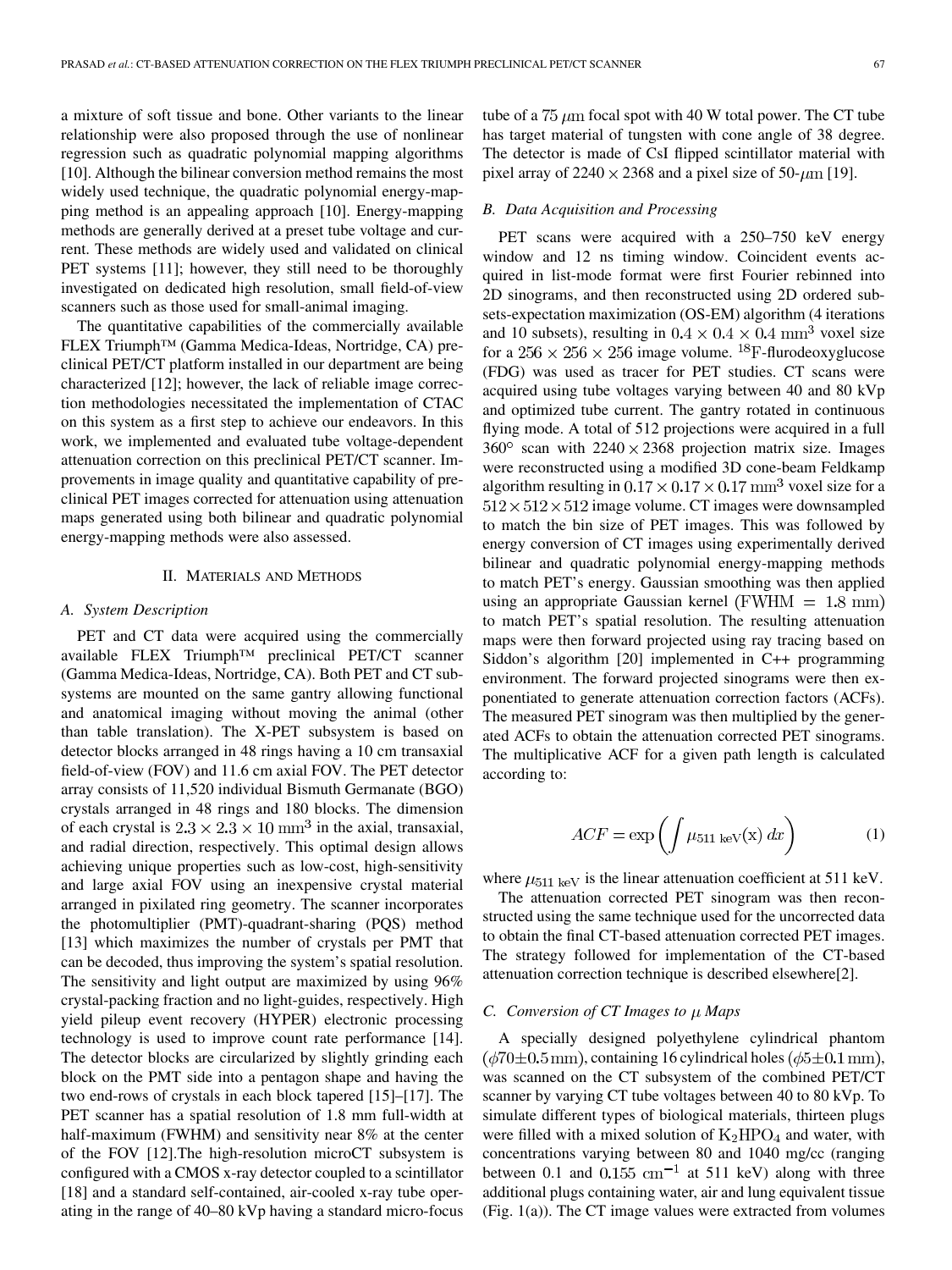a mixture of soft tissue and bone. Other variants to the linear relationship were also proposed through the use of nonlinear regression such as quadratic polynomial mapping algorithms [10]. Although the bilinear conversion method remains the most widely used technique, the quadratic polynomial energy-mapping method is an appealing approach [10]. Energy-mapping methods are generally derived at a preset tube voltage and current. These methods are widely used and validated on clinical PET systems [11]; however, they still need to be thoroughly investigated on dedicated high resolution, small field-of-view scanners such as those used for small-animal imaging.

The quantitative capabilities of the commercially available FLEX Triumph™ (Gamma Medica-Ideas, Nortridge, CA) preclinical PET/CT platform installed in our department are being characterized [12]; however, the lack of reliable image correction methodologies necessitated the implementation of CTAC on this system as a first step to achieve our endeavors. In this work, we implemented and evaluated tube voltage-dependent attenuation correction on this preclinical PET/CT scanner. Improvements in image quality and quantitative capability of preclinical PET images corrected for attenuation using attenuation maps generated using both bilinear and quadratic polynomial energy-mapping methods were also assessed.

## II. Materials and Methods

### A. System Description

PET and CT data were acquired using the commercially available FLEX Triumph™ preclinical PET/CT scanner (Gamma Medica-Ideas, Nortridge, CA). Both PET and CT subsystems are mounted on the same gantry allowing functional and anatomical imaging without moving the animal (other than table translation). The X-PET subsystem is based on detector blocks arranged in 48 rings having a 10 cm transaxial field-of-view (FOV) and 11.6 cm axial FOV. The PET detector array consists of 11,520 individual Bismuth Germanate (BGO) crystals arranged in 48 rings and 180 blocks. The dimension of each crystal is $2.3 \times 2.3 \times 10\ \mathrm{mm}^3$ in the axial, transaxial, and radial direction, respectively. This optimal design allows achieving unique properties such as low-cost, high-sensitivity and large axial FOV using an inexpensive crystal material arranged in pixilated ring geometry. The scanner incorporates the photomultiplier (PMT)-quadrant-sharing (PQS) method [13] which maximizes the number of crystals per PMT that can be decoded, thus improving the system's spatial resolution. The sensitivity and light output are maximized by using 96% crystal-packing fraction and no light-guides, respectively. High yield pileup event recovery (HYPER) electronic processing technology is used to improve count rate performance [14]. The detector blocks are circularized by slightly grinding each block on the PMT side into a pentagon shape and having the two end-rows of crystals in each block tapered [15]–[17]. The PET scanner has a spatial resolution of 1.8 mm full-width at half-maximum (FWHM) and sensitivity near 8% at the center of the FOV [12].The high-resolution microCT subsystem is configured with a CMOS x-ray detector coupled to a scintillator [18] and a standard self-contained, air-cooled x-ray tube operating in the range of 40–80 kVp having a standard micro-focus tube of a $75\ \mu\mathrm{m}$ focal spot with 40 W total power. The CT tube has target material of tungsten with cone angle of 38 degree. The detector is made of CsI flipped scintillator material with pixel array of $2240 \times 2368$ and a pixel size of 50-$\mu\mathrm{m}$ [19].

### B. Data Acquisition and Processing

PET scans were acquired with a 250–750 keV energy window and 12 ns timing window. Coincident events acquired in list-mode format were first Fourier rebinned into 2D sinograms, and then reconstructed using 2D ordered subsets-expectation maximization (OS-EM) algorithm (4 iterations and 10 subsets), resulting in $0.4 \times 0.4 \times 0.4\ \mathrm{mm}^3$ voxel size for a $256 \times 256 \times 256$ image volume. $^{18}$F-flurodeoxyglucose (FDG) was used as tracer for PET studies. CT scans were acquired using tube voltages varying between 40 and 80 kVp and optimized tube current. The gantry rotated in continuous flying mode. A total of 512 projections were acquired in a full $360^\circ$ scan with $2240 \times 2368$ projection matrix size. Images were reconstructed using a modified 3D cone-beam Feldkamp algorithm resulting in $0.17 \times 0.17 \times 0.17\ \mathrm{mm}^3$ voxel size for a $512 \times 512 \times 512$ image volume. CT images were downsampled to match the bin size of PET images. This was followed by energy conversion of CT images using experimentally derived bilinear and quadratic polynomial energy-mapping methods to match PET's energy. Gaussian smoothing was then applied using an appropriate Gaussian kernel ($\mathrm{FWHM} = 1.8\ \mathrm{mm}$) to match PET's spatial resolution. The resulting attenuation maps were then forward projected using ray tracing based on Siddon's algorithm [20] implemented in C++ programming environment. The forward projected sinograms were then exponentiated to generate attenuation correction factors (ACFs). The measured PET sinogram was then multiplied by the generated ACFs to obtain the attenuation corrected PET sinograms. The multiplicative ACF for a given path length is calculated according to:

$$ACF = \exp\left(\int \mu_{511\ \mathrm{keV}}(\mathrm{x})\, dx\right) \tag{1}$$

where $\mu_{511\ \mathrm{keV}}$ is the linear attenuation coefficient at 511 keV.

The attenuation corrected PET sinogram was then reconstructed using the same technique used for the uncorrected data to obtain the final CT-based attenuation corrected PET images. The strategy followed for implementation of the CT-based attenuation correction technique is described elsewhere[2].

### C. Conversion of CT Images to $\mu$ Maps

A specially designed polyethylene cylindrical phantom ($\phi 70 \pm 0.5\ \mathrm{mm}$), containing 16 cylindrical holes ($\phi 5 \pm 0.1\ \mathrm{mm}$), was scanned on the CT subsystem of the combined PET/CT scanner by varying CT tube voltages between 40 to 80 kVp. To simulate different types of biological materials, thirteen plugs were filled with a mixed solution of $K_2HPO_4$ and water, with concentrations varying between 80 and 1040 mg/cc (ranging between 0.1 and $0.155\ \mathrm{cm}^{-1}$ at 511 keV) along with three additional plugs containing water, air and lung equivalent tissue (Fig. 1(a)). The CT image values were extracted from volumes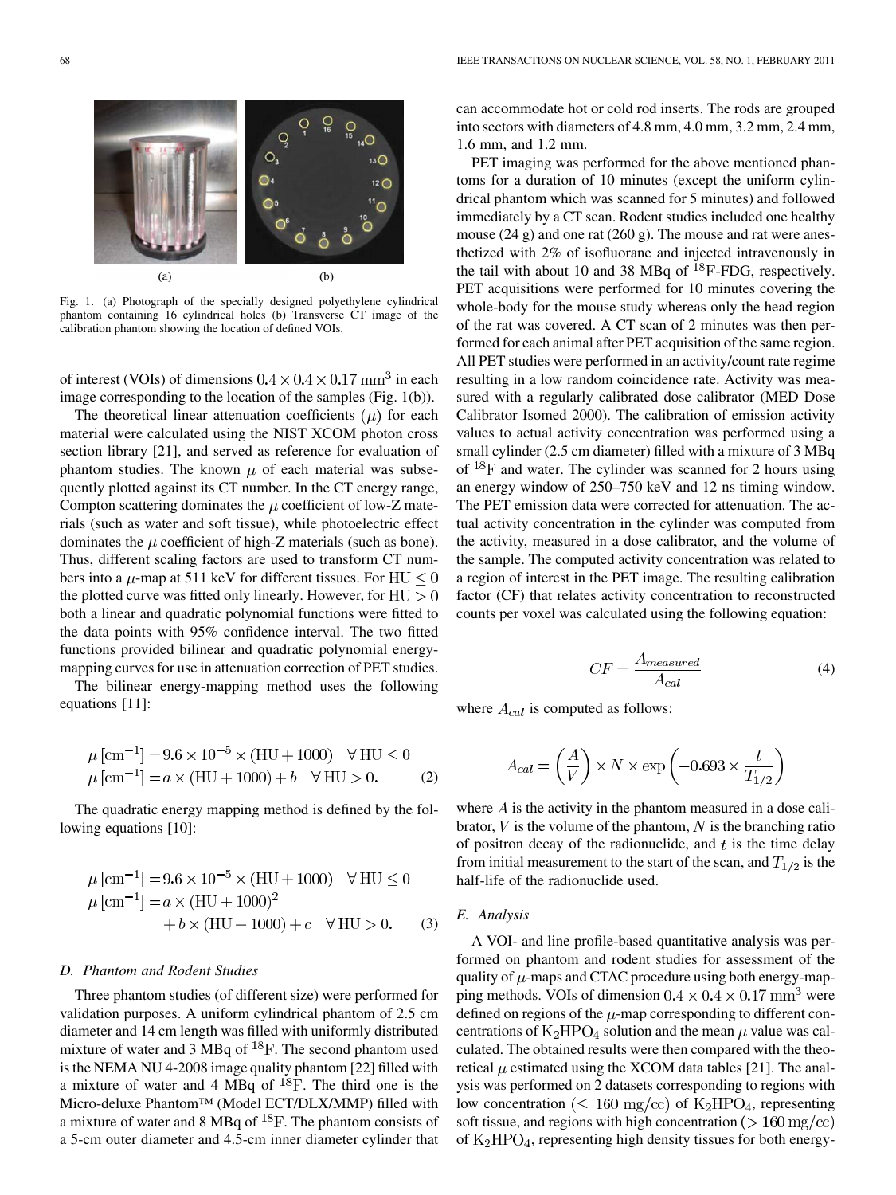Fig. 1. (a) Photograph of the specially designed polyethylene cylindrical phantom containing 16 cylindrical holes (b) Transverse CT image of the calibration phantom showing the location of defined VOIs.

of interest (VOIs) of dimensions $0.4 \times 0.4 \times 0.17\ \mathrm{mm}^3$ in each image corresponding to the location of the samples (Fig. 1(b)).

The theoretical linear attenuation coefficients ($\mu$) for each material were calculated using the NIST XCOM photon cross section library [21], and served as reference for evaluation of phantom studies. The known $\mu$ of each material was subsequently plotted against its CT number. In the CT energy range, Compton scattering dominates the $\mu$ coefficient of low-Z materials (such as water and soft tissue), while photoelectric effect dominates the $\mu$ coefficient of high-Z materials (such as bone). Thus, different scaling factors are used to transform CT numbers into a $\mu$-map at 511 keV for different tissues. For $\mathrm{HU} \leq 0$ the plotted curve was fitted only linearly. However, for $\mathrm{HU} > 0$ both a linear and quadratic polynomial functions were fitted to the data points with 95% confidence interval. The two fitted functions provided bilinear and quadratic polynomial energy-mapping curves for use in attenuation correction of PET studies.

The bilinear energy-mapping method uses the following equations [11]:

$$
\begin{aligned}
\mu\,[\mathrm{cm}^{-1}] &= 9.6 \times 10^{-5} \times (\mathrm{HU} + 1000) \quad \forall\,\mathrm{HU} \leq 0 \\
\mu\,[\mathrm{cm}^{-1}] &= a \times (\mathrm{HU} + 1000) + b \quad \forall\,\mathrm{HU} > 0.
\end{aligned} \tag{2}
$$

The quadratic energy mapping method is defined by the following equations [10]:

$$
\begin{aligned}
\mu\,[\mathrm{cm}^{-1}] &= 9.6 \times 10^{-5} \times (\mathrm{HU} + 1000) \quad \forall\,\mathrm{HU} \leq 0 \\
\mu\,[\mathrm{cm}^{-1}] &= a \times (\mathrm{HU} + 1000)^2 \\
&\quad + b \times (\mathrm{HU} + 1000) + c \quad \forall\,\mathrm{HU} > 0.
\end{aligned} \tag{3}
$$

### D. Phantom and Rodent Studies

Three phantom studies (of different size) were performed for validation purposes. A uniform cylindrical phantom of 2.5 cm diameter and 14 cm length was filled with uniformly distributed mixture of water and 3 MBq of $^{18}\mathrm{F}$. The second phantom used is the NEMA NU 4-2008 image quality phantom [22] filled with a mixture of water and 4 MBq of $^{18}\mathrm{F}$. The third one is the Micro-deluxe Phantom™ (Model ECT/DLX/MMP) filled with a mixture of water and 8 MBq of $^{18}\mathrm{F}$. The phantom consists of a 5-cm outer diameter and 4.5-cm inner diameter cylinder that can accommodate hot or cold rod inserts. The rods are grouped into sectors with diameters of 4.8 mm, 4.0 mm, 3.2 mm, 2.4 mm, 1.6 mm, and 1.2 mm.

PET imaging was performed for the above mentioned phantoms for a duration of 10 minutes (except the uniform cylindrical phantom which was scanned for 5 minutes) and followed immediately by a CT scan. Rodent studies included one healthy mouse (24 g) and one rat (260 g). The mouse and rat were anesthetized with 2% of isofluorane and injected intravenously in the tail with about 10 and 38 MBq of $^{18}\mathrm{F}$-FDG, respectively. PET acquisitions were performed for 10 minutes covering the whole-body for the mouse study whereas only the head region of the rat was covered. A CT scan of 2 minutes was then performed for each animal after PET acquisition of the same region. All PET studies were performed in an activity/count rate regime resulting in a low random coincidence rate. Activity was measured with a regularly calibrated dose calibrator (MED Dose Calibrator Isomed 2000). The calibration of emission activity values to actual activity concentration was performed using a small cylinder (2.5 cm diameter) filled with a mixture of 3 MBq of $^{18}\mathrm{F}$ and water. The cylinder was scanned for 2 hours using an energy window of 250–750 keV and 12 ns timing window. The PET emission data were corrected for attenuation. The actual activity concentration in the cylinder was computed from the activity, measured in a dose calibrator, and the volume of the sample. The computed activity concentration was related to a region of interest in the PET image. The resulting calibration factor (CF) that relates activity concentration to reconstructed counts per voxel was calculated using the following equation:

$$
CF = \frac{A_{measured}}{A_{cal}} \tag{4}
$$

where $A_{cal}$ is computed as follows:

$$
A_{cal} = \left(\frac{A}{V}\right) \times N \times \exp\left(-0.693 \times \frac{t}{T_{1/2}}\right)
$$

where $A$ is the activity in the phantom measured in a dose calibrator, $V$ is the volume of the phantom, $N$ is the branching ratio of positron decay of the radionuclide, and $t$ is the time delay from initial measurement to the start of the scan, and $T_{1/2}$ is the half-life of the radionuclide used.

### E. Analysis

A VOI- and line profile-based quantitative analysis was performed on phantom and rodent studies for assessment of the quality of $\mu$-maps and CTAC procedure using both energy-mapping methods. VOIs of dimension $0.4 \times 0.4 \times 0.17\ \mathrm{mm}^3$ were defined on regions of the $\mu$-map corresponding to different concentrations of $K_2HPO_4$ solution and the mean $\mu$ value was calculated. The obtained results were then compared with the theoretical $\mu$ estimated using the XCOM data tables [21]. The analysis was performed on 2 datasets corresponding to regions with low concentration ($\leq 160$ mg/cc) of $K_2HPO_4$, representing soft tissue, and regions with high concentration ($> 160$ mg/cc) of $K_2HPO_4$, representing high density tissues for both energy-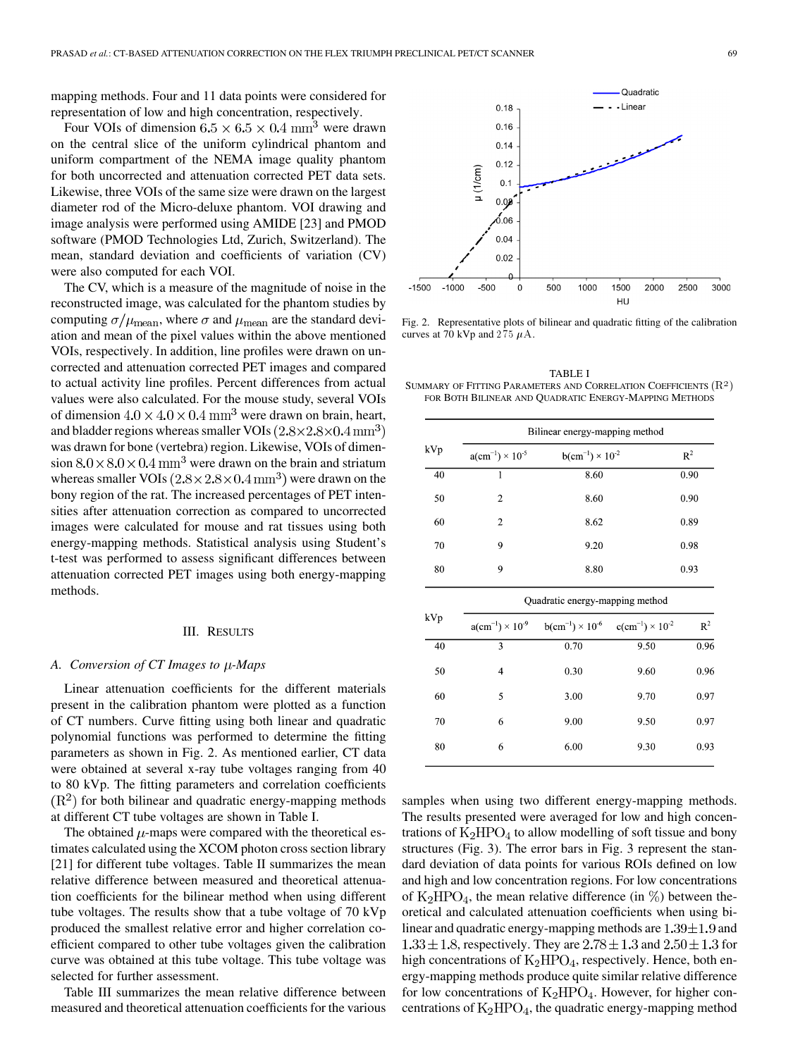mapping methods. Four and 11 data points were considered for representation of low and high concentration, respectively.

Four VOIs of dimension $6.5 \times 6.5 \times 0.4\ \mathrm{mm}^3$ were drawn on the central slice of the uniform cylindrical phantom and uniform compartment of the NEMA image quality phantom for both uncorrected and attenuation corrected PET data sets. Likewise, three VOIs of the same size were drawn on the largest diameter rod of the Micro-deluxe phantom. VOI drawing and image analysis were performed using AMIDE [23] and PMOD software (PMOD Technologies Ltd, Zurich, Switzerland). The mean, standard deviation and coefficients of variation (CV) were also computed for each VOI.

The CV, which is a measure of the magnitude of noise in the reconstructed image, was calculated for the phantom studies by computing $\sigma/\mu_{\mathrm{mean}}$, where $\sigma$ and $\mu_{\mathrm{mean}}$ are the standard deviation and mean of the pixel values within the above mentioned VOIs, respectively. In addition, line profiles were drawn on uncorrected and attenuation corrected PET images and compared to actual activity line profiles. Percent differences from actual values were also calculated. For the mouse study, several VOIs of dimension $4.0 \times 4.0 \times 0.4\ \mathrm{mm}^3$ were drawn on brain, heart, and bladder regions whereas smaller VOIs $(2.8 \times 2.8 \times 0.4\ \mathrm{mm}^3)$ was drawn for bone (vertebra) region. Likewise, VOIs of dimension $8.0 \times 8.0 \times 0.4\ \mathrm{mm}^3$ were drawn on the brain and striatum whereas smaller VOIs $(2.8 \times 2.8 \times 0.4\ \mathrm{mm}^3)$ were drawn on the bony region of the rat. The increased percentages of PET intensities after attenuation correction as compared to uncorrected images were calculated for mouse and rat tissues using both energy-mapping methods. Statistical analysis using Student's t-test was performed to assess significant differences between attenuation corrected PET images using both energy-mapping methods.

## III. Results

### A. Conversion of CT Images to $\mu$-Maps

Linear attenuation coefficients for the different materials present in the calibration phantom were plotted as a function of CT numbers. Curve fitting using both linear and quadratic polynomial functions was performed to determine the fitting parameters as shown in Fig. 2. As mentioned earlier, CT data were obtained at several x-ray tube voltages ranging from 40 to 80 kVp. The fitting parameters and correlation coefficients $(R^2)$ for both bilinear and quadratic energy-mapping methods at different CT tube voltages are shown in Table I.

The obtained $\mu$-maps were compared with the theoretical estimates calculated using the XCOM photon cross section library [21] for different tube voltages. Table II summarizes the mean relative difference between measured and theoretical attenuation coefficients for the bilinear method when using different tube voltages. The results show that a tube voltage of 70 kVp produced the smallest relative error and higher correlation coefficient compared to other tube voltages given the calibration curve was obtained at this tube voltage. This tube voltage was selected for further assessment.

Table III summarizes the mean relative difference between measured and theoretical attenuation coefficients for the various samples when using two different energy-mapping methods. The results presented were averaged for low and high concentrations of $K_2HPO_4$ to allow modelling of soft tissue and bony structures (Fig. 3). The error bars in Fig. 3 represent the standard deviation of data points for various ROIs defined on low and high and low concentration regions. For low concentrations of $K_2HPO_4$, the mean relative difference (in %) between theoretical and calculated attenuation coefficients when using bilinear and quadratic energy-mapping methods are $1.39 \pm 1.9$ and $1.33 \pm 1.8$, respectively. They are $2.78 \pm 1.3$ and $2.50 \pm 1.3$ for high concentrations of $K_2HPO_4$, respectively. Hence, both energy-mapping methods produce quite similar relative difference for low concentrations of $K_2HPO_4$. However, for higher concentrations of $K_2HPO_4$, the quadratic energy-mapping method

Fig. 2. Representative plots of bilinear and quadratic fitting of the calibration curves at 70 kVp and 275 $\mu$A.

TABLE I
Summary of Fitting Parameters and Correlation Coefficients $(R^2)$ for Both Bilinear and Quadratic Energy-Mapping Methods

| kVp | Bilinear energy-mapping method | | |
|---|---|---|---|
| | a(cm$^{-1}$) × 10$^{-5}$ | b(cm$^{-1}$) × 10$^{-2}$ | $R^2$ |
| 40 | 1 | 8.60 | 0.90 |
| 50 | 2 | 8.60 | 0.90 |
| 60 | 2 | 8.62 | 0.89 |
| 70 | 9 | 9.20 | 0.98 |
| 80 | 9 | 8.80 | 0.93 |

| kVp | Quadratic energy-mapping method | | | |
|---|---|---|---|---|
| | a(cm$^{-1}$) × 10$^{-9}$ | b(cm$^{-1}$) × 10$^{-6}$ | c(cm$^{-1}$) × 10$^{-2}$ | $R^2$ |
| 40 | 3 | 0.70 | 9.50 | 0.96 |
| 50 | 4 | 0.30 | 9.60 | 0.96 |
| 60 | 5 | 3.00 | 9.70 | 0.97 |
| 70 | 6 | 9.00 | 9.50 | 0.97 |
| 80 | 6 | 6.00 | 9.30 | 0.93 |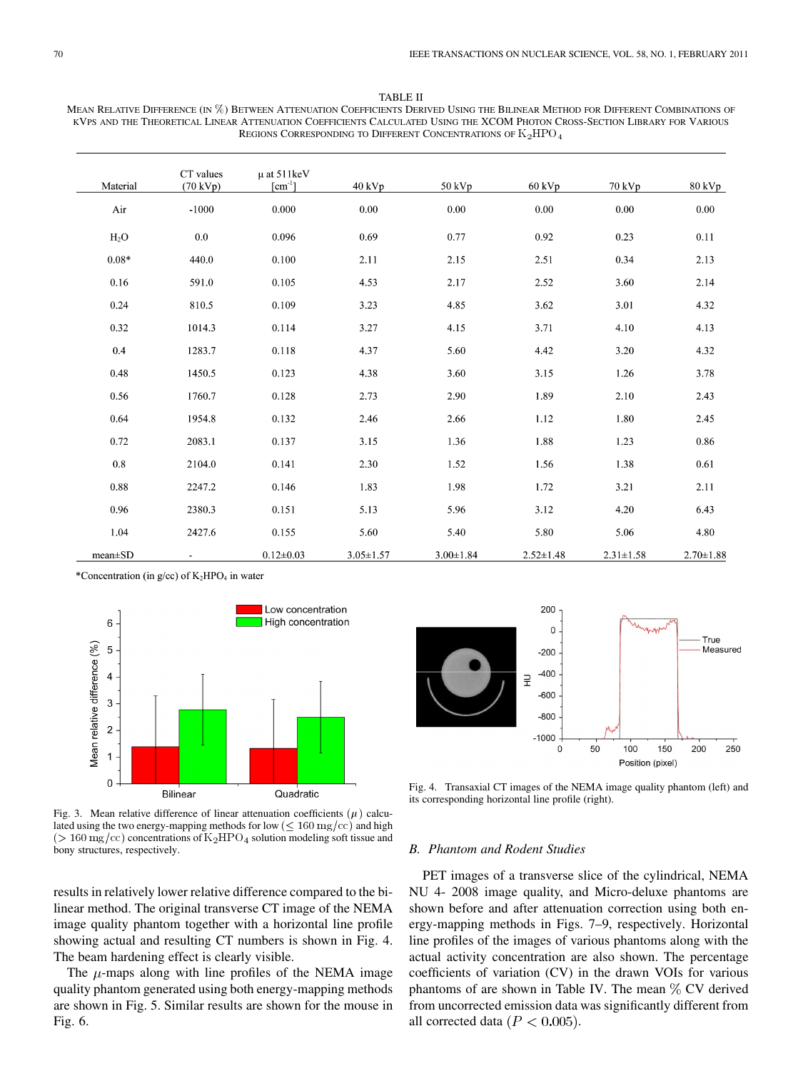TABLE II
MEAN RELATIVE DIFFERENCE (IN %) BETWEEN ATTENUATION COEFFICIENTS DERIVED USING THE BILINEAR METHOD FOR DIFFERENT COMBINATIONS OF KVPS AND THE THEORETICAL LINEAR ATTENUATION COEFFICIENTS CALCULATED USING THE XCOM PHOTON CROSS-SECTION LIBRARY FOR VARIOUS REGIONS CORRESPONDING TO DIFFERENT CONCENTRATIONS OF $K_2HPO_4$

| Material | CT values (70 kVp) | μ at 511keV [cm$^{-1}$] | 40 kVp | 50 kVp | 60 kVp | 70 kVp | 80 kVp |
|---|---|---|---|---|---|---|---|
| Air | -1000 | 0.000 | 0.00 | 0.00 | 0.00 | 0.00 | 0.00 |
| $H_2O$ | 0.0 | 0.096 | 0.69 | 0.77 | 0.92 | 0.23 | 0.11 |
| 0.08* | 440.0 | 0.100 | 2.11 | 2.15 | 2.51 | 0.34 | 2.13 |
| 0.16 | 591.0 | 0.105 | 4.53 | 2.17 | 2.52 | 3.60 | 2.14 |
| 0.24 | 810.5 | 0.109 | 3.23 | 4.85 | 3.62 | 3.01 | 4.32 |
| 0.32 | 1014.3 | 0.114 | 3.27 | 4.15 | 3.71 | 4.10 | 4.13 |
| 0.4 | 1283.7 | 0.118 | 4.37 | 5.60 | 4.42 | 3.20 | 4.32 |
| 0.48 | 1450.5 | 0.123 | 4.38 | 3.60 | 3.15 | 1.26 | 3.78 |
| 0.56 | 1760.7 | 0.128 | 2.73 | 2.90 | 1.89 | 2.10 | 2.43 |
| 0.64 | 1954.8 | 0.132 | 2.46 | 2.66 | 1.12 | 1.80 | 2.45 |
| 0.72 | 2083.1 | 0.137 | 3.15 | 1.36 | 1.88 | 1.23 | 0.86 |
| 0.8 | 2104.0 | 0.141 | 2.30 | 1.52 | 1.56 | 1.38 | 0.61 |
| 0.88 | 2247.2 | 0.146 | 1.83 | 1.98 | 1.72 | 3.21 | 2.11 |
| 0.96 | 2380.3 | 0.151 | 5.13 | 5.96 | 3.12 | 4.20 | 6.43 |
| 1.04 | 2427.6 | 0.155 | 5.60 | 5.40 | 5.80 | 5.06 | 4.80 |
| mean±SD | - | 0.12±0.03 | 3.05±1.57 | 3.00±1.84 | 2.52±1.48 | 2.31±1.58 | 2.70±1.88 |

*Concentration (in g/cc) of $K_2HPO_4$ in water

Fig. 3. Mean relative difference of linear attenuation coefficients ($\mu$) calculated using the two energy-mapping methods for low ($\leq 160$ mg/cc) and high ($> 160$ mg/cc) concentrations of $K_2HPO_4$ solution modeling soft tissue and bony structures, respectively.

Fig. 4. Transaxial CT images of the NEMA image quality phantom (left) and its corresponding horizontal line profile (right).

results in relatively lower relative difference compared to the bilinear method. The original transverse CT image of the NEMA image quality phantom together with a horizontal line profile showing actual and resulting CT numbers is shown in Fig. 4. The beam hardening effect is clearly visible.

The $\mu$-maps along with line profiles of the NEMA image quality phantom generated using both energy-mapping methods are shown in Fig. 5. Similar results are shown for the mouse in Fig. 6.

### *B. Phantom and Rodent Studies*

PET images of a transverse slice of the cylindrical, NEMA NU 4- 2008 image quality, and Micro-deluxe phantoms are shown before and after attenuation correction using both energy-mapping methods in Figs. 7–9, respectively. Horizontal line profiles of the images of various phantoms along with the actual activity concentration are also shown. The percentage coefficients of variation (CV) in the drawn VOIs for various phantoms of are shown in Table IV. The mean % CV derived from uncorrected emission data was significantly different from all corrected data ($P < 0.005$).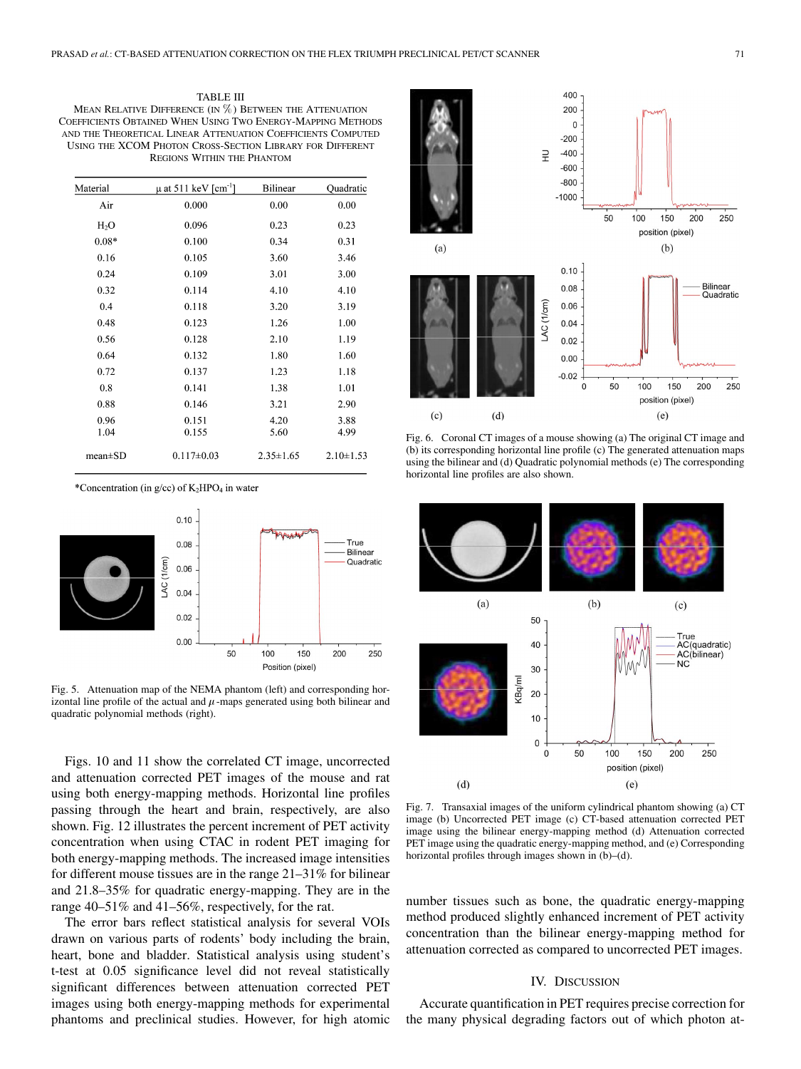TABLE III
MEAN RELATIVE DIFFERENCE (IN %) BETWEEN THE ATTENUATION COEFFICIENTS OBTAINED WHEN USING TWO ENERGY-MAPPING METHODS AND THE THEORETICAL LINEAR ATTENUATION COEFFICIENTS COMPUTED USING THE XCOM PHOTON CROSS-SECTION LIBRARY FOR DIFFERENT REGIONS WITHIN THE PHANTOM

| Material | μ at 511 keV [cm$^{-1}$] | Bilinear | Quadratic |
|---|---|---|---|
| Air | 0.000 | 0.00 | 0.00 |
| $H_2O$ | 0.096 | 0.23 | 0.23 |
| 0.08* | 0.100 | 0.34 | 0.31 |
| 0.16 | 0.105 | 3.60 | 3.46 |
| 0.24 | 0.109 | 3.01 | 3.00 |
| 0.32 | 0.114 | 4.10 | 4.10 |
| 0.4 | 0.118 | 3.20 | 3.19 |
| 0.48 | 0.123 | 1.26 | 1.00 |
| 0.56 | 0.128 | 2.10 | 1.19 |
| 0.64 | 0.132 | 1.80 | 1.60 |
| 0.72 | 0.137 | 1.23 | 1.18 |
| 0.8 | 0.141 | 1.38 | 1.01 |
| 0.88 | 0.146 | 3.21 | 2.90 |
| 0.96 | 0.151 | 4.20 | 3.88 |
| 1.04 | 0.155 | 5.60 | 4.99 |
| mean±SD | 0.117±0.03 | 2.35±1.65 | 2.10±1.53 |

*Concentration (in g/cc) of $K_2HPO_4$ in water

Fig. 5. Attenuation map of the NEMA phantom (left) and corresponding horizontal line profile of the actual and μ-maps generated using both bilinear and quadratic polynomial methods (right).

Fig. 6. Coronal CT images of a mouse showing (a) The original CT image and (b) its corresponding horizontal line profile (c) The generated attenuation maps using the bilinear and (d) Quadratic polynomial methods (e) The corresponding horizontal line profiles are also shown.

Fig. 7. Transaxial images of the uniform cylindrical phantom showing (a) CT image (b) Uncorrected PET image (c) CT-based attenuation corrected PET image using the bilinear energy-mapping method (d) Attenuation corrected PET image using the quadratic energy-mapping method, and (e) Corresponding horizontal profiles through images shown in (b)–(d).

Figs. 10 and 11 show the correlated CT image, uncorrected and attenuation corrected PET images of the mouse and rat using both energy-mapping methods. Horizontal line profiles passing through the heart and brain, respectively, are also shown. Fig. 12 illustrates the percent increment of PET activity concentration when using CTAC in rodent PET imaging for both energy-mapping methods. The increased image intensities for different mouse tissues are in the range 21–31% for bilinear and 21.8–35% for quadratic energy-mapping. They are in the range 40–51% and 41–56%, respectively, for the rat.

The error bars reflect statistical analysis for several VOIs drawn on various parts of rodents' body including the brain, heart, bone and bladder. Statistical analysis using student's t-test at 0.05 significance level did not reveal statistically significant differences between attenuation corrected PET images using both energy-mapping methods for experimental phantoms and preclinical studies. However, for high atomic number tissues such as bone, the quadratic energy-mapping method produced slightly enhanced increment of PET activity concentration than the bilinear energy-mapping method for attenuation corrected as compared to uncorrected PET images.

## IV. DISCUSSION

Accurate quantification in PET requires precise correction for the many physical degrading factors out of which photon at-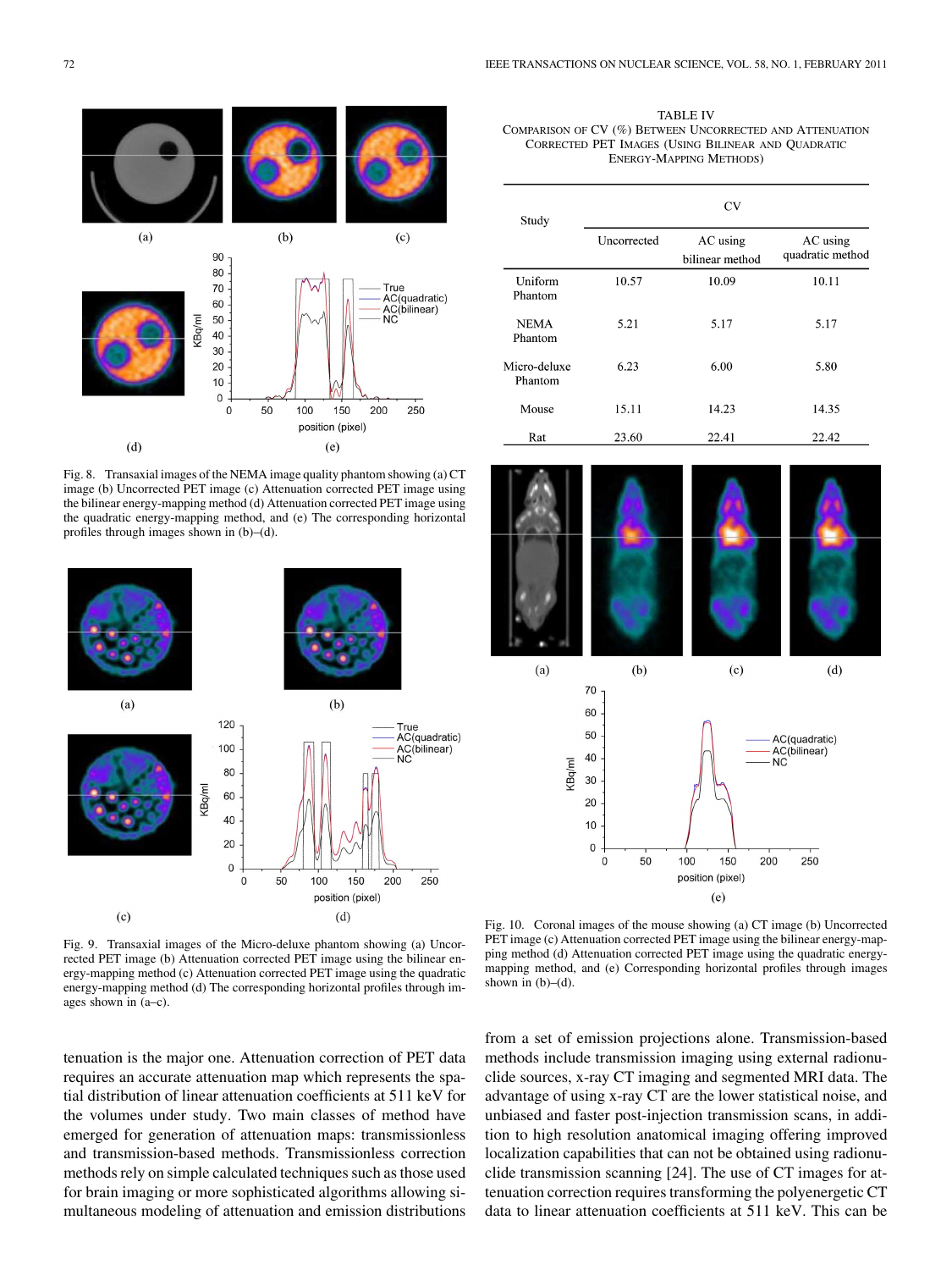Fig. 8. Transaxial images of the NEMA image quality phantom showing (a) CT image (b) Uncorrected PET image (c) Attenuation corrected PET image using the bilinear energy-mapping method (d) Attenuation corrected PET image using the quadratic energy-mapping method, and (e) The corresponding horizontal profiles through images shown in (b)–(d).

Fig. 9. Transaxial images of the Micro-deluxe phantom showing (a) Uncorrected PET image (b) Attenuation corrected PET image using the bilinear energy-mapping method (c) Attenuation corrected PET image using the quadratic energy-mapping method (d) The corresponding horizontal profiles through images shown in (a–c).

TABLE IV
COMPARISON OF CV (%) BETWEEN UNCORRECTED AND ATTENUATION CORRECTED PET IMAGES (USING BILINEAR AND QUADRATIC ENERGY-MAPPING METHODS)

| Study | CV | | |
|---|---|---|---|
| | Uncorrected | AC using bilinear method | AC using quadratic method |
| Uniform Phantom | 10.57 | 10.09 | 10.11 |
| NEMA Phantom | 5.21 | 5.17 | 5.17 |
| Micro-deluxe Phantom | 6.23 | 6.00 | 5.80 |
| Mouse | 15.11 | 14.23 | 14.35 |
| Rat | 23.60 | 22.41 | 22.42 |

Fig. 10. Coronal images of the mouse showing (a) CT image (b) Uncorrected PET image (c) Attenuation corrected PET image using the bilinear energy-mapping method (d) Attenuation corrected PET image using the quadratic energy-mapping method, and (e) Corresponding horizontal profiles through images shown in (b)–(d).

tenuation is the major one. Attenuation correction of PET data requires an accurate attenuation map which represents the spatial distribution of linear attenuation coefficients at 511 keV for the volumes under study. Two main classes of method have emerged for generation of attenuation maps: transmissionless and transmission-based methods. Transmissionless correction methods rely on simple calculated techniques such as those used for brain imaging or more sophisticated algorithms allowing simultaneous modeling of attenuation and emission distributions from a set of emission projections alone. Transmission-based methods include transmission imaging using external radionuclide sources, x-ray CT imaging and segmented MRI data. The advantage of using x-ray CT are the lower statistical noise, and unbiased and faster post-injection transmission scans, in addition to high resolution anatomical imaging offering improved localization capabilities that can not be obtained using radionuclide transmission scanning [24]. The use of CT images for attenuation correction requires transforming the polyenergetic CT data to linear attenuation coefficients at 511 keV. This can be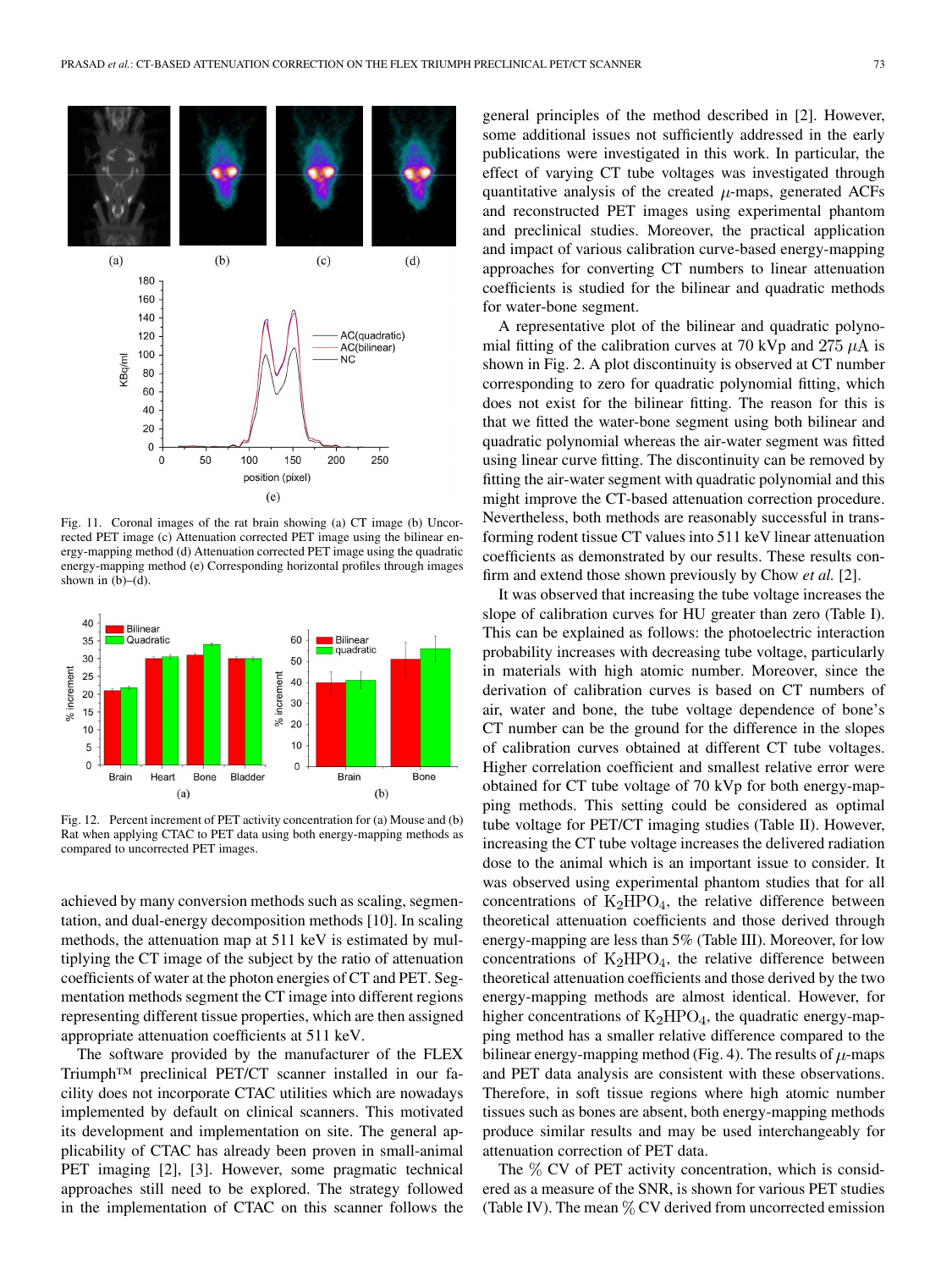Fig. 11. Coronal images of the rat brain showing (a) CT image (b) Uncorrected PET image (c) Attenuation corrected PET image using the bilinear energy-mapping method (d) Attenuation corrected PET image using the quadratic energy-mapping method (e) Corresponding horizontal profiles through images shown in (b)–(d).

Fig. 12. Percent increment of PET activity concentration for (a) Mouse and (b) Rat when applying CTAC to PET data using both energy-mapping methods as compared to uncorrected PET images.

achieved by many conversion methods such as scaling, segmentation, and dual-energy decomposition methods [10]. In scaling methods, the attenuation map at 511 keV is estimated by multiplying the CT image of the subject by the ratio of attenuation coefficients of water at the photon energies of CT and PET. Segmentation methods segment the CT image into different regions representing different tissue properties, which are then assigned appropriate attenuation coefficients at 511 keV.

The software provided by the manufacturer of the FLEX Triumph™ preclinical PET/CT scanner installed in our facility does not incorporate CTAC utilities which are nowadays implemented by default on clinical scanners. This motivated its development and implementation on site. The general applicability of CTAC has already been proven in small-animal PET imaging [2], [3]. However, some pragmatic technical approaches still need to be explored. The strategy followed in the implementation of CTAC on this scanner follows the general principles of the method described in [2]. However, some additional issues not sufficiently addressed in the early publications were investigated in this work. In particular, the effect of varying CT tube voltages was investigated through quantitative analysis of the created $\mu$-maps, generated ACFs and reconstructed PET images using experimental phantom and preclinical studies. Moreover, the practical application and impact of various calibration curve-based energy-mapping approaches for converting CT numbers to linear attenuation coefficients is studied for the bilinear and quadratic methods for water-bone segment.

A representative plot of the bilinear and quadratic polynomial fitting of the calibration curves at 70 kVp and 275 $\mu$A is shown in Fig. 2. A plot discontinuity is observed at CT number corresponding to zero for quadratic polynomial fitting, which does not exist for the bilinear fitting. The reason for this is that we fitted the water-bone segment using both bilinear and quadratic polynomial whereas the air-water segment was fitted using linear curve fitting. The discontinuity can be removed by fitting the air-water segment with quadratic polynomial and this might improve the CT-based attenuation correction procedure. Nevertheless, both methods are reasonably successful in transforming rodent tissue CT values into 511 keV linear attenuation coefficients as demonstrated by our results. These results confirm and extend those shown previously by Chow *et al.* [2].

It was observed that increasing the tube voltage increases the slope of calibration curves for HU greater than zero (Table I). This can be explained as follows: the photoelectric interaction probability increases with decreasing tube voltage, particularly in materials with high atomic number. Moreover, since the derivation of calibration curves is based on CT numbers of air, water and bone, the tube voltage dependence of bone's CT number can be the ground for the difference in the slopes of calibration curves obtained at different CT tube voltages. Higher correlation coefficient and smallest relative error were obtained for CT tube voltage of 70 kVp for both energy-mapping methods. This setting could be considered as optimal tube voltage for PET/CT imaging studies (Table II). However, increasing the CT tube voltage increases the delivered radiation dose to the animal which is an important issue to consider. It was observed using experimental phantom studies that for all concentrations of $K_2HPO_4$, the relative difference between theoretical attenuation coefficients and those derived through energy-mapping are less than 5% (Table III). Moreover, for low concentrations of $K_2HPO_4$, the relative difference between theoretical attenuation coefficients and those derived by the two energy-mapping methods are almost identical. However, for higher concentrations of $K_2HPO_4$, the quadratic energy-mapping method has a smaller relative difference compared to the bilinear energy-mapping method (Fig. 4). The results of $\mu$-maps and PET data analysis are consistent with these observations. Therefore, in soft tissue regions where high atomic number tissues such as bones are absent, both energy-mapping methods produce similar results and may be used interchangeably for attenuation correction of PET data.

The % CV of PET activity concentration, which is considered as a measure of the SNR, is shown for various PET studies (Table IV). The mean % CV derived from uncorrected emission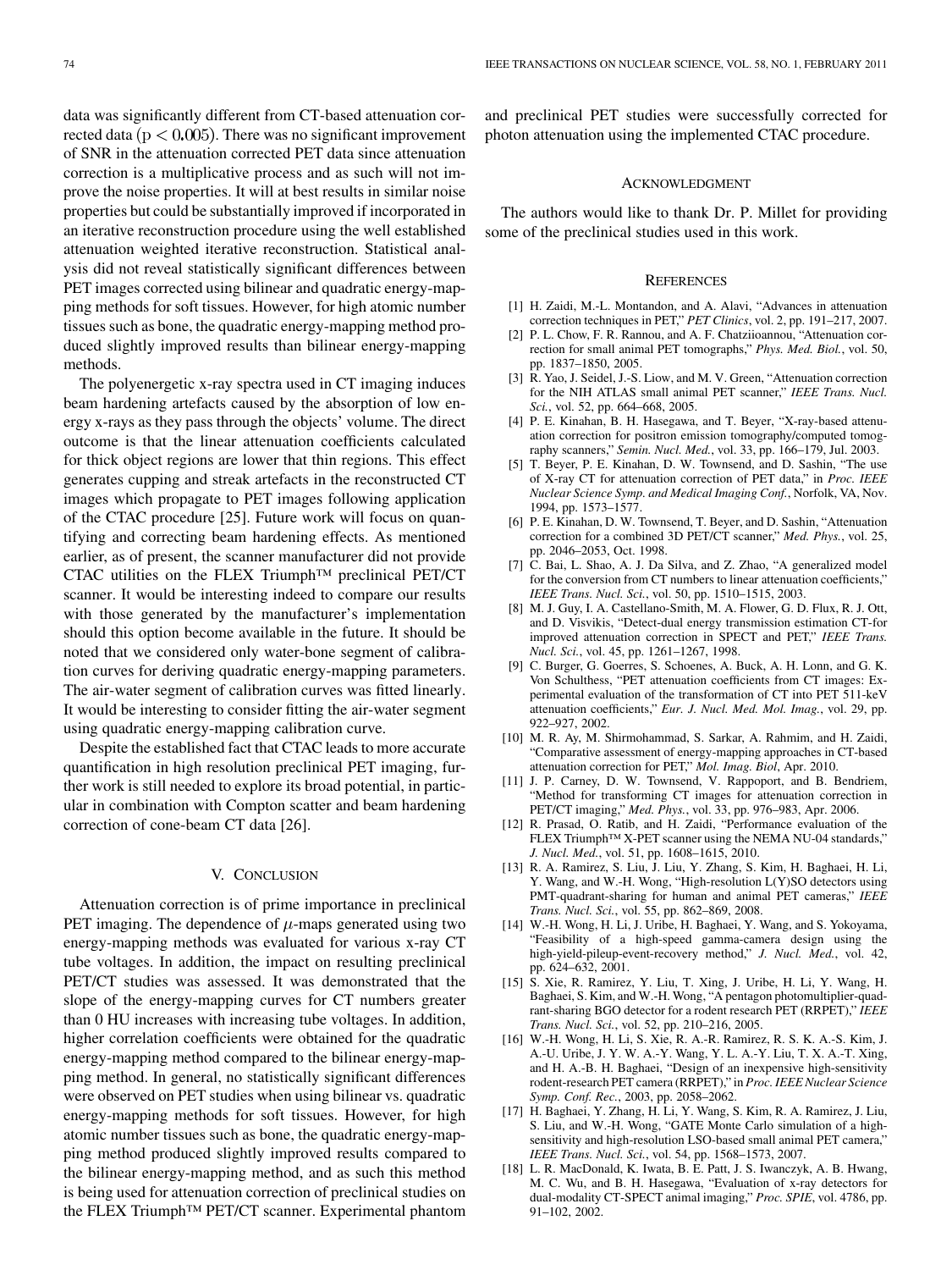data was significantly different from CT-based attenuation corrected data ($p < 0.005$). There was no significant improvement of SNR in the attenuation corrected PET data since attenuation correction is a multiplicative process and as such will not improve the noise properties. It will at best results in similar noise properties but could be substantially improved if incorporated in an iterative reconstruction procedure using the well established attenuation weighted iterative reconstruction. Statistical analysis did not reveal statistically significant differences between PET images corrected using bilinear and quadratic energy-mapping methods for soft tissues. However, for high atomic number tissues such as bone, the quadratic energy-mapping method produced slightly improved results than bilinear energy-mapping methods.

The polyenergetic x-ray spectra used in CT imaging induces beam hardening artefacts caused by the absorption of low energy x-rays as they pass through the objects' volume. The direct outcome is that the linear attenuation coefficients calculated for thick object regions are lower that thin regions. This effect generates cupping and streak artefacts in the reconstructed CT images which propagate to PET images following application of the CTAC procedure [25]. Future work will focus on quantifying and correcting beam hardening effects. As mentioned earlier, as of present, the scanner manufacturer did not provide CTAC utilities on the FLEX Triumph™ preclinical PET/CT scanner. It would be interesting indeed to compare our results with those generated by the manufacturer's implementation should this option become available in the future. It should be noted that we considered only water-bone segment of calibration curves for deriving quadratic energy-mapping parameters. The air-water segment of calibration curves was fitted linearly. It would be interesting to consider fitting the air-water segment using quadratic energy-mapping calibration curve.

Despite the established fact that CTAC leads to more accurate quantification in high resolution preclinical PET imaging, further work is still needed to explore its broad potential, in particular in combination with Compton scatter and beam hardening correction of cone-beam CT data [26].

## V. Conclusion

Attenuation correction is of prime importance in preclinical PET imaging. The dependence of $\mu$-maps generated using two energy-mapping methods was evaluated for various x-ray CT tube voltages. In addition, the impact on resulting preclinical PET/CT studies was assessed. It was demonstrated that the slope of the energy-mapping curves for CT numbers greater than 0 HU increases with increasing tube voltages. In addition, higher correlation coefficients were obtained for the quadratic energy-mapping method compared to the bilinear energy-mapping method. In general, no statistically significant differences were observed on PET studies when using bilinear vs. quadratic energy-mapping methods for soft tissues. However, for high atomic number tissues such as bone, the quadratic energy-mapping method produced slightly improved results compared to the bilinear energy-mapping method, and as such this method is being used for attenuation correction of preclinical studies on the FLEX Triumph™ PET/CT scanner. Experimental phantom and preclinical PET studies were successfully corrected for photon attenuation using the implemented CTAC procedure.

## Acknowledgment

The authors would like to thank Dr. P. Millet for providing some of the preclinical studies used in this work.

## References

[1] H. Zaidi, M.-L. Montandon, and A. Alavi, "Advances in attenuation correction techniques in PET," *PET Clinics*, vol. 2, pp. 191–217, 2007.

[2] P. L. Chow, F. R. Rannou, and A. F. Chatziioannou, "Attenuation correction for small animal PET tomographs," *Phys. Med. Biol.*, vol. 50, pp. 1837–1850, 2005.

[3] R. Yao, J. Seidel, J.-S. Liow, and M. V. Green, "Attenuation correction for the NIH ATLAS small animal PET scanner," *IEEE Trans. Nucl. Sci.*, vol. 52, pp. 664–668, 2005.

[4] P. E. Kinahan, B. H. Hasegawa, and T. Beyer, "X-ray-based attenuation correction for positron emission tomography/computed tomography scanners," *Semin. Nucl. Med.*, vol. 33, pp. 166–179, Jul. 2003.

[5] T. Beyer, P. E. Kinahan, D. W. Townsend, and D. Sashin, "The use of X-ray CT for attenuation correction of PET data," in *Proc. IEEE Nuclear Science Symp. and Medical Imaging Conf.*, Norfolk, VA, Nov. 1994, pp. 1573–1577.

[6] P. E. Kinahan, D. W. Townsend, T. Beyer, and D. Sashin, "Attenuation correction for a combined 3D PET/CT scanner," *Med. Phys.*, vol. 25, pp. 2046–2053, Oct. 1998.

[7] C. Bai, L. Shao, A. J. Da Silva, and Z. Zhao, "A generalized model for the conversion from CT numbers to linear attenuation coefficients," *IEEE Trans. Nucl. Sci.*, vol. 50, pp. 1510–1515, 2003.

[8] M. J. Guy, I. A. Castellano-Smith, M. A. Flower, G. D. Flux, R. J. Ott, and D. Visvikis, "Detect-dual energy transmission estimation CT-for improved attenuation correction in SPECT and PET," *IEEE Trans. Nucl. Sci.*, vol. 45, pp. 1261–1267, 1998.

[9] C. Burger, G. Goerres, S. Schoenes, A. Buck, A. H. Lonn, and G. K. Von Schulthess, "PET attenuation coefficients from CT images: Experimental evaluation of the transformation of CT into PET 511-keV attenuation coefficients," *Eur. J. Nucl. Med. Mol. Imag.*, vol. 29, pp. 922–927, 2002.

[10] M. R. Ay, M. Shirmohammad, S. Sarkar, A. Rahmim, and H. Zaidi, "Comparative assessment of energy-mapping approaches in CT-based attenuation correction for PET," *Mol. Imag. Biol*, Apr. 2010.

[11] J. P. Carney, D. W. Townsend, V. Rappoport, and B. Bendriem, "Method for transforming CT images for attenuation correction in PET/CT imaging," *Med. Phys.*, vol. 33, pp. 976–983, Apr. 2006.

[12] R. Prasad, O. Ratib, and H. Zaidi, "Performance evaluation of the FLEX Triumph™ X-PET scanner using the NEMA NU-04 standards," *J. Nucl. Med.*, vol. 51, pp. 1608–1615, 2010.

[13] R. A. Ramirez, S. Liu, J. Liu, Y. Zhang, S. Kim, H. Baghaei, H. Li, Y. Wang, and W.-H. Wong, "High-resolution L(Y)SO detectors using PMT-quadrant-sharing for human and animal PET cameras," *IEEE Trans. Nucl. Sci.*, vol. 55, pp. 862–869, 2008.

[14] W.-H. Wong, H. Li, J. Uribe, H. Baghaei, Y. Wang, and S. Yokoyama, "Feasibility of a high-speed gamma-camera design using the high-yield-pileup-event-recovery method," *J. Nucl. Med.*, vol. 42, pp. 624–632, 2001.

[15] S. Xie, R. Ramirez, Y. Liu, T. Xing, J. Uribe, H. Li, Y. Wang, H. Baghaei, S. Kim, and W.-H. Wong, "A pentagon photomultiplier-quadrant-sharing BGO detector for a rodent research PET (RRPET)," *IEEE Trans. Nucl. Sci.*, vol. 52, pp. 210–216, 2005.

[16] W.-H. Wong, H. Li, S. Xie, R. A.-R. Ramirez, R. S. K. A.-S. Kim, J. A.-U. Uribe, J. Y. W. A.-Y. Wang, Y. L. A.-Y. Liu, T. X. A.-T. Xing, and H. A.-B. H. Baghaei, "Design of an inexpensive high-sensitivity rodent-research PET camera (RRPET)," in *Proc. IEEE Nuclear Science Symp. Conf. Rec.*, 2003, pp. 2058–2062.

[17] H. Baghaei, Y. Zhang, H. Li, Y. Wang, S. Kim, R. A. Ramirez, J. Liu, S. Liu, and W.-H. Wong, "GATE Monte Carlo simulation of a high-sensitivity and high-resolution LSO-based small animal PET camera," *IEEE Trans. Nucl. Sci.*, vol. 54, pp. 1568–1573, 2007.

[18] L. R. MacDonald, K. Iwata, B. E. Patt, J. S. Iwanczyk, A. B. Hwang, M. C. Wu, and B. H. Hasegawa, "Evaluation of x-ray detectors for dual-modality CT-SPECT animal imaging," *Proc. SPIE*, vol. 4786, pp. 91–102, 2002.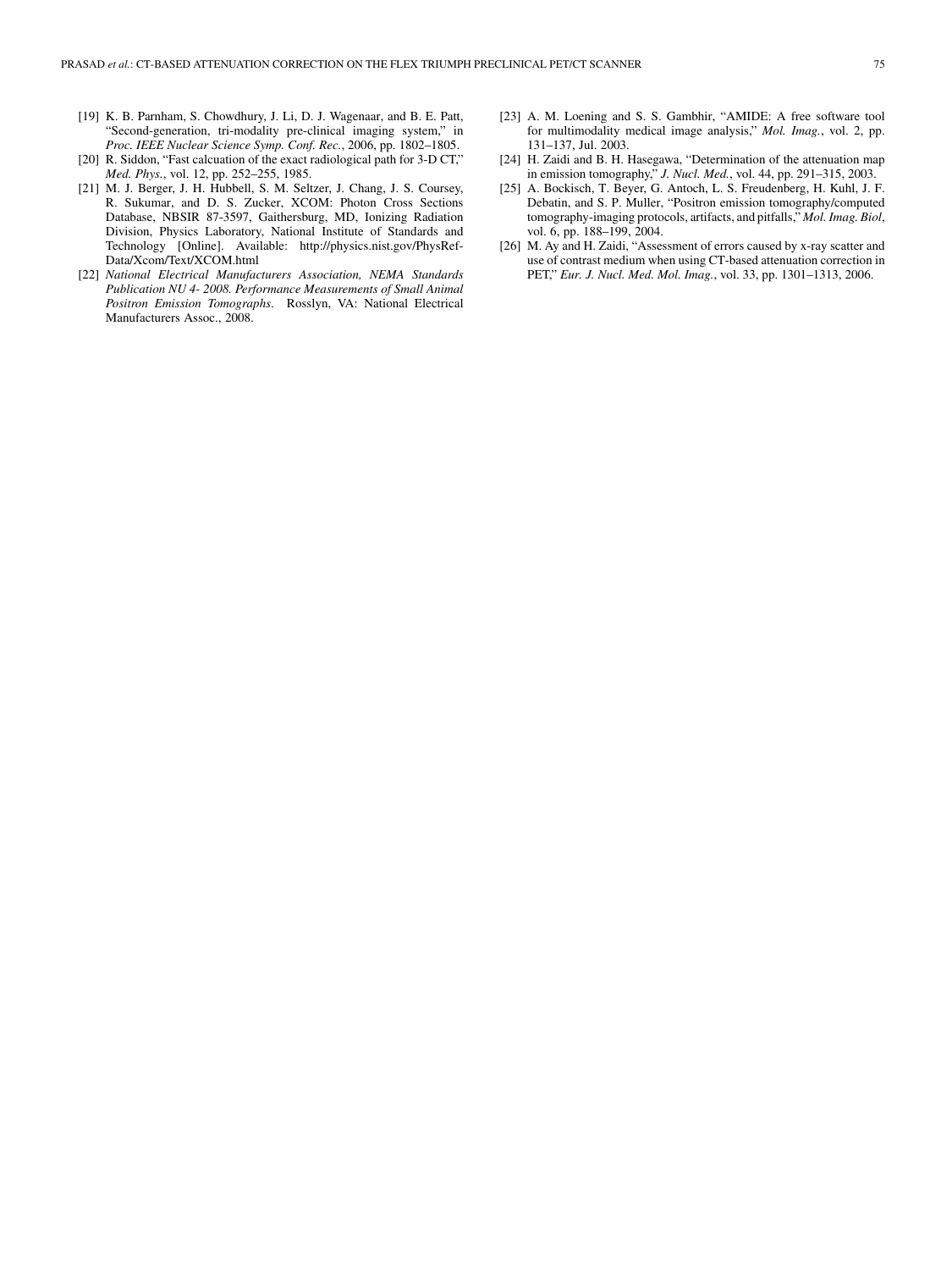[19] K. B. Parnham, S. Chowdhury, J. Li, D. J. Wagenaar, and B. E. Patt, "Second-generation, tri-modality pre-clinical imaging system," in *Proc. IEEE Nuclear Science Symp. Conf. Rec.*, 2006, pp. 1802–1805.

[20] R. Siddon, "Fast calcuation of the exact radiological path for 3-D CT," *Med. Phys.*, vol. 12, pp. 252–255, 1985.

[21] M. J. Berger, J. H. Hubbell, S. M. Seltzer, J. Chang, J. S. Coursey, R. Sukumar, and D. S. Zucker, XCOM: Photon Cross Sections Database, NBSIR 87-3597, Gaithersburg, MD, Ionizing Radiation Division, Physics Laboratory, National Institute of Standards and Technology [Online]. Available: http://physics.nist.gov/PhysRef-Data/Xcom/Text/XCOM.html

[22] *National Electrical Manufacturers Association, NEMA Standards Publication NU 4- 2008. Performance Measurements of Small Animal Positron Emission Tomographs*. Rosslyn, VA: National Electrical Manufacturers Assoc., 2008.

[23] A. M. Loening and S. S. Gambhir, "AMIDE: A free software tool for multimodality medical image analysis," *Mol. Imag.*, vol. 2, pp. 131–137, Jul. 2003.

[24] H. Zaidi and B. H. Hasegawa, "Determination of the attenuation map in emission tomography," *J. Nucl. Med.*, vol. 44, pp. 291–315, 2003.

[25] A. Bockisch, T. Beyer, G. Antoch, L. S. Freudenberg, H. Kuhl, J. F. Debatin, and S. P. Muller, "Positron emission tomography/computed tomography-imaging protocols, artifacts, and pitfalls," *Mol. Imag. Biol*, vol. 6, pp. 188–199, 2004.

[26] M. Ay and H. Zaidi, "Assessment of errors caused by x-ray scatter and use of contrast medium when using CT-based attenuation correction in PET," *Eur. J. Nucl. Med. Mol. Imag.*, vol. 33, pp. 1301–1313, 2006.